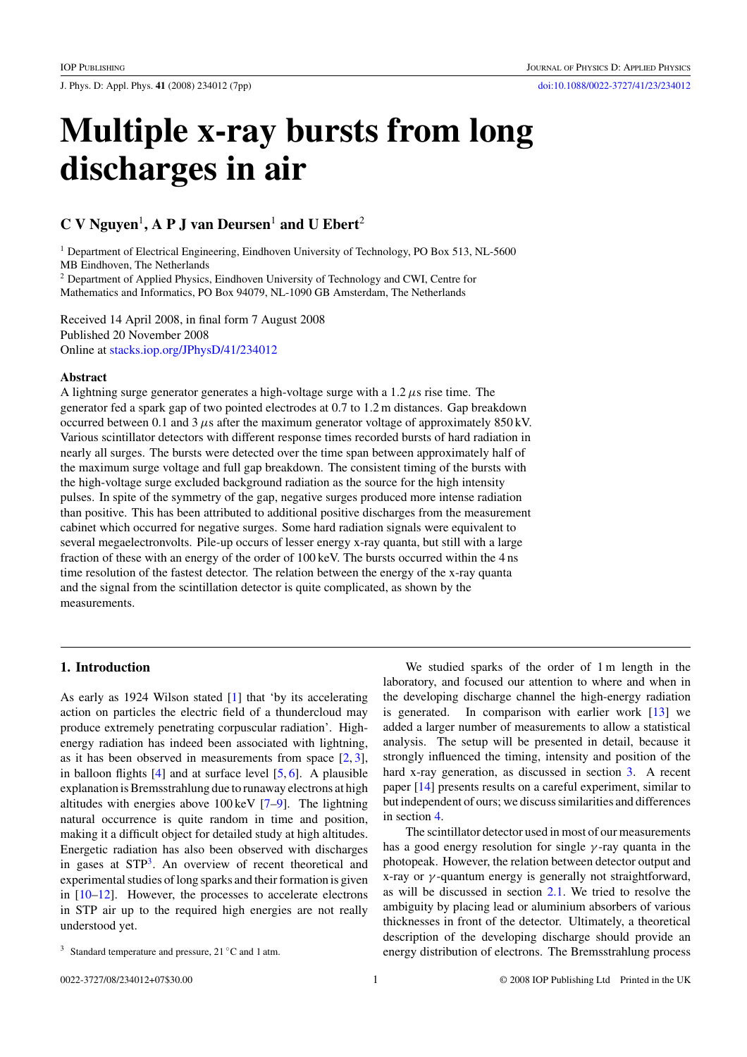# Multiple x-ray bursts from long discharges in air

**C V Nguyen[1], A P J van Deursen[1] and U Ebert[2]**

[1] Department of Electrical Engineering, Eindhoven University of Technology, PO Box 513, NL-5600 MB Eindhoven, The Netherlands

[2] Department of Applied Physics, Eindhoven University of Technology and CWI, Centre for Mathematics and Informatics, PO Box 94079, NL-1090 GB Amsterdam, The Netherlands

Received 14 April 2008, in final form 7 August 2008
Published 20 November 2008
Online at stacks.iop.org/JPhysD/41/234012

## Abstract

A lightning surge generator generates a high-voltage surge with a 1.2 $\mu$s rise time. The generator fed a spark gap of two pointed electrodes at 0.7 to 1.2 m distances. Gap breakdown occurred between 0.1 and 3 $\mu$s after the maximum generator voltage of approximately 850 kV. Various scintillator detectors with different response times recorded bursts of hard radiation in nearly all surges. The bursts were detected over the time span between approximately half of the maximum surge voltage and full gap breakdown. The consistent timing of the bursts with the high-voltage surge excluded background radiation as the source for the high intensity pulses. In spite of the symmetry of the gap, negative surges produced more intense radiation than positive. This has been attributed to additional positive discharges from the measurement cabinet which occurred for negative surges. Some hard radiation signals were equivalent to several megaelectronvolts. Pile-up occurs of lesser energy x-ray quanta, but still with a large fraction of these with an energy of the order of 100 keV. The bursts occurred within the 4 ns time resolution of the fastest detector. The relation between the energy of the x-ray quanta and the signal from the scintillation detector is quite complicated, as shown by the measurements.

## 1. Introduction

As early as 1924 Wilson stated [1] that 'by its accelerating action on particles the electric field of a thundercloud may produce extremely penetrating corpuscular radiation'. High-energy radiation has indeed been associated with lightning, as it has been observed in measurements from space [2, 3], in balloon flights [4] and at surface level [5, 6]. A plausible explanation is Bremsstrahlung due to runaway electrons at high altitudes with energies above 100 keV [7–9]. The lightning natural occurrence is quite random in time and position, making it a difficult object for detailed study at high altitudes. Energetic radiation has also been observed with discharges in gases at STP[3]. An overview of recent theoretical and experimental studies of long sparks and their formation is given in [10–12]. However, the processes to accelerate electrons in STP air up to the required high energies are not really understood yet.

[3] Standard temperature and pressure, 21 °C and 1 atm.

We studied sparks of the order of 1 m length in the laboratory, and focused our attention to where and when in the developing discharge channel the high-energy radiation is generated. In comparison with earlier work [13] we added a larger number of measurements to allow a statistical analysis. The setup will be presented in detail, because it strongly influenced the timing, intensity and position of the hard x-ray generation, as discussed in section 3. A recent paper [14] presents results on a careful experiment, similar to but independent of ours; we discuss similarities and differences in section 4.

The scintillator detector used in most of our measurements has a good energy resolution for single $\gamma$-ray quanta in the photopeak. However, the relation between detector output and x-ray or $\gamma$-quantum energy is generally not straightforward, as will be discussed in section 2.1. We tried to resolve the ambiguity by placing lead or aluminium absorbers of various thicknesses in front of the detector. Ultimately, a theoretical description of the developing discharge should provide an energy distribution of electrons. The Bremsstrahlung process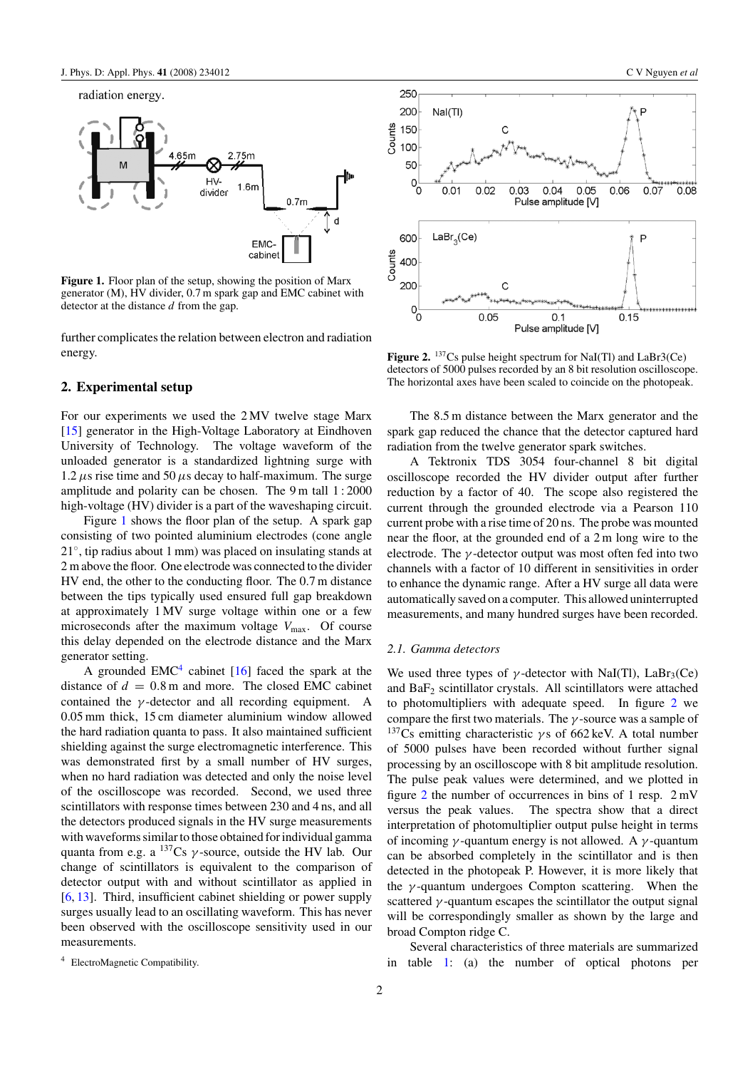radiation energy.

**Figure 1.** Floor plan of the setup, showing the position of Marx generator (M), HV divider, 0.7 m spark gap and EMC cabinet with detector at the distance $d$ from the gap.

further complicates the relation between electron and radiation energy.

## 2. Experimental setup

For our experiments we used the 2 MV twelve stage Marx [15] generator in the High-Voltage Laboratory at Eindhoven University of Technology. The voltage waveform of the unloaded generator is a standardized lightning surge with 1.2 $\mu$s rise time and 50 $\mu$s decay to half-maximum. The surge amplitude and polarity can be chosen. The 9 m tall 1 : 2000 high-voltage (HV) divider is a part of the waveshaping circuit.

Figure 1 shows the floor plan of the setup. A spark gap consisting of two pointed aluminium electrodes (cone angle 21°, tip radius about 1 mm) was placed on insulating stands at 2 m above the floor. One electrode was connected to the divider HV end, the other to the conducting floor. The 0.7 m distance between the tips typically used ensured full gap breakdown at approximately 1 MV surge voltage within one or a few microseconds after the maximum voltage $V_{max}$. Of course this delay depended on the electrode distance and the Marx generator setting.

A grounded EMC[4] cabinet [16] faced the spark at the distance of $d$ = 0.8 m and more. The closed EMC cabinet contained the $\gamma$-detector and all recording equipment. A 0.05 mm thick, 15 cm diameter aluminium window allowed the hard radiation quanta to pass. It also maintained sufficient shielding against the surge electromagnetic interference. This was demonstrated first by a small number of HV surges, when no hard radiation was detected and only the noise level of the oscilloscope was recorded. Second, we used three scintillators with response times between 230 and 4 ns, and all the detectors produced signals in the HV surge measurements with waveforms similar to those obtained for individual gamma quanta from e.g. a $^{137}$Cs $\gamma$-source, outside the HV lab. Our change of scintillators is equivalent to the comparison of detector output with and without scintillator as applied in [6, 13]. Third, insufficient cabinet shielding or power supply surges usually lead to an oscillating waveform. This has never been observed with the oscilloscope sensitivity used in our measurements.

[4] ElectroMagnetic Compatibility.

**Figure 2.** $^{137}$Cs pulse height spectrum for NaI(Tl) and LaBr3(Ce) detectors of 5000 pulses recorded by an 8 bit resolution oscilloscope. The horizontal axes have been scaled to coincide on the photopeak.

The 8.5 m distance between the Marx generator and the spark gap reduced the chance that the detector captured hard radiation from the twelve generator spark switches.

A Tektronix TDS 3054 four-channel 8 bit digital oscilloscope recorded the HV divider output after further reduction by a factor of 40. The scope also registered the current through the grounded electrode via a Pearson 110 current probe with a rise time of 20 ns. The probe was mounted near the floor, at the grounded end of a 2 m long wire to the electrode. The $\gamma$-detector output was most often fed into two channels with a factor of 10 different in sensitivities in order to enhance the dynamic range. After a HV surge all data were automatically saved on a computer. This allowed uninterrupted measurements, and many hundred surges have been recorded.

### 2.1. Gamma detectors

We used three types of $\gamma$-detector with NaI(Tl), $LaBr_3$(Ce) and $BaF_2$ scintillator crystals. All scintillators were attached to photomultipliers with adequate speed. In figure 2 we compare the first two materials. The $\gamma$-source was a sample of $^{137}$Cs emitting characteristic $\gamma$s of 662 keV. A total number of 5000 pulses have been recorded without further signal processing by an oscilloscope with 8 bit amplitude resolution. The pulse peak values were determined, and we plotted in figure 2 the number of occurrences in bins of 1 resp. 2 mV versus the peak values. The spectra show that a direct interpretation of photomultiplier output pulse height in terms of incoming $\gamma$-quantum energy is not allowed. A $\gamma$-quantum can be absorbed completely in the scintillator and is then detected in the photopeak P. However, it is more likely that the $\gamma$-quantum undergoes Compton scattering. When the scattered $\gamma$-quantum escapes the scintillator the output signal will be correspondingly smaller as shown by the large and broad Compton ridge C.

Several characteristics of three materials are summarized in table 1: (a) the number of optical photons per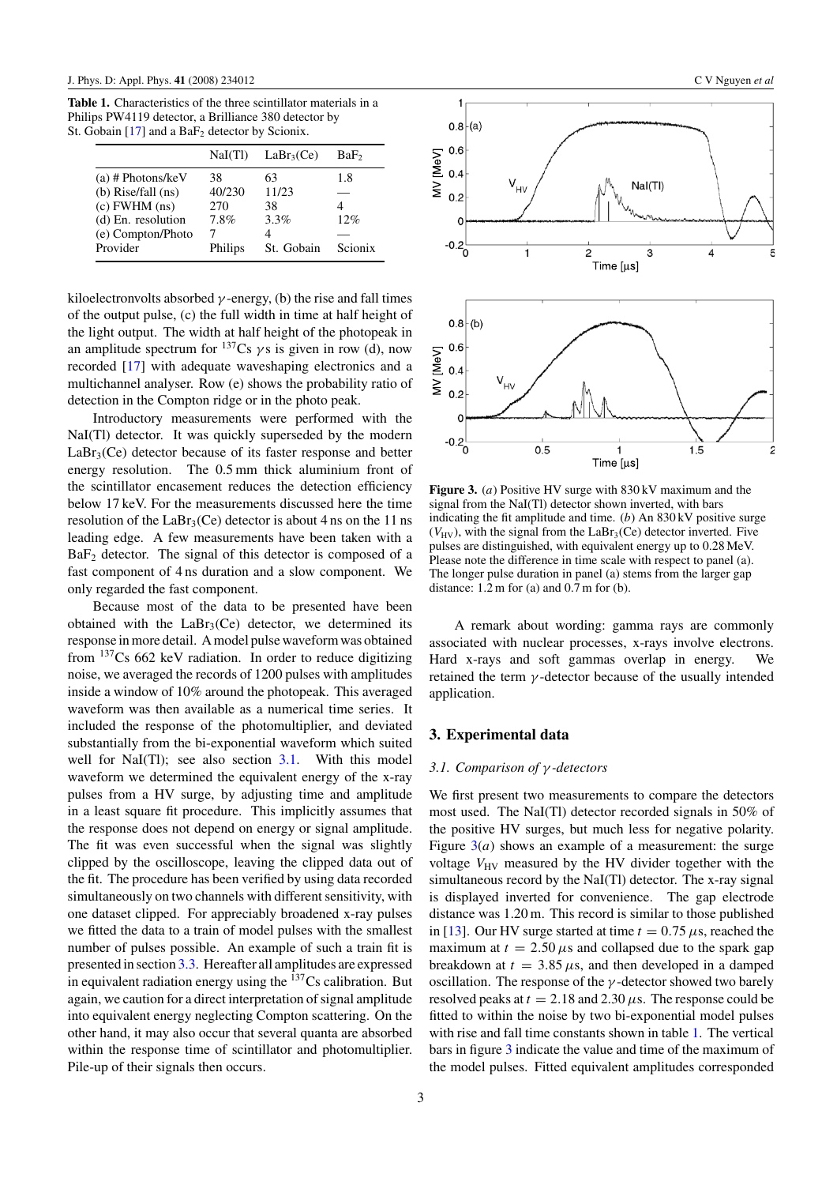**Table 1.** Characteristics of the three scintillator materials in a Philips PW4119 detector, a Brilliance 380 detector by St. Gobain [17] and a $BaF_2$ detector by Scionix.

| | NaI(Tl) | $LaBr_3$(Ce) | $BaF_2$ |
|---|---|---|---|
| (a) # Photons/keV | 38 | 63 | 1.8 |
| (b) Rise/fall (ns) | 40/230 | 11/23 | — |
| (c) FWHM (ns) | 270 | 38 | 4 |
| (d) En. resolution | 7.8% | 3.3% | 12% |
| (e) Compton/Photo | 7 | 4 | — |
| Provider | Philips | St. Gobain | Scionix |

kiloelectronvolts absorbed $\gamma$-energy, (b) the rise and fall times of the output pulse, (c) the full width in time at half height of the light output. The width at half height of the photopeak in an amplitude spectrum for $^{137}$Cs $\gamma$s is given in row (d), now recorded [17] with adequate waveshaping electronics and a multichannel analyser. Row (e) shows the probability ratio of detection in the Compton ridge or in the photo peak.

Introductory measurements were performed with the NaI(Tl) detector. It was quickly superseded by the modern $LaBr_3$(Ce) detector because of its faster response and better energy resolution. The 0.5 mm thick aluminium front of the scintillator encasement reduces the detection efficiency below 17 keV. For the measurements discussed here the time resolution of the $LaBr_3$(Ce) detector is about 4 ns on the 11 ns leading edge. A few measurements have been taken with a $BaF_2$ detector. The signal of this detector is composed of a fast component of 4 ns duration and a slow component. We only regarded the fast component.

Because most of the data to be presented have been obtained with the $LaBr_3$(Ce) detector, we determined its response in more detail. A model pulse waveform was obtained from $^{137}$Cs 662 keV radiation. In order to reduce digitizing noise, we averaged the records of 1200 pulses with amplitudes inside a window of 10% around the photopeak. This averaged waveform was then available as a numerical time series. It included the response of the photomultiplier, and deviated substantially from the bi-exponential waveform which suited well for NaI(Tl); see also section 3.1. With this model waveform we determined the equivalent energy of the x-ray pulses from a HV surge, by adjusting time and amplitude in a least square fit procedure. This implicitly assumes that the response does not depend on energy or signal amplitude. The fit was even successful when the signal was slightly clipped by the oscilloscope, leaving the clipped data out of the fit. The procedure has been verified by using data recorded simultaneously on two channels with different sensitivity, with one dataset clipped. For appreciably broadened x-ray pulses we fitted the data to a train of model pulses with the smallest number of pulses possible. An example of such a train fit is presented in section 3.3. Hereafter all amplitudes are expressed in equivalent radiation energy using the $^{137}$Cs calibration. But again, we caution for a direct interpretation of signal amplitude into equivalent energy neglecting Compton scattering. On the other hand, it may also occur that several quanta are absorbed within the response time of scintillator and photomultiplier. Pile-up of their signals then occurs.

**Figure 3.** (*a*) Positive HV surge with 830 kV maximum and the signal from the NaI(Tl) detector shown inverted, with bars indicating the fit amplitude and time. (*b*) An 830 kV positive surge ($V_{HV}$), with the signal from the $LaBr_3$(Ce) detector inverted. Five pulses are distinguished, with equivalent energy up to 0.28 MeV. Please note the difference in time scale with respect to panel (a). The longer pulse duration in panel (a) stems from the larger gap distance: 1.2 m for (a) and 0.7 m for (b).

A remark about wording: gamma rays are commonly associated with nuclear processes, x-rays involve electrons. Hard x-rays and soft gammas overlap in energy. We retained the term $\gamma$-detector because of the usually intended application.

## 3. Experimental data

### 3.1. Comparison of $\gamma$-detectors

We first present two measurements to compare the detectors most used. The NaI(Tl) detector recorded signals in 50% of the positive HV surges, but much less for negative polarity. Figure 3(*a*) shows an example of a measurement: the surge voltage $V_{HV}$ measured by the HV divider together with the simultaneous record by the NaI(Tl) detector. The x-ray signal is displayed inverted for convenience. The gap electrode distance was 1.20 m. This record is similar to those published in [13]. Our HV surge started at time $t = 0.75\ \mu$s, reached the maximum at $t = 2.50\ \mu$s and collapsed due to the spark gap breakdown at $t = 3.85\ \mu$s, and then developed in a damped oscillation. The response of the $\gamma$-detector showed two barely resolved peaks at $t = 2.18$ and $2.30\ \mu$s. The response could be fitted to within the noise by two bi-exponential model pulses with rise and fall time constants shown in table 1. The vertical bars in figure 3 indicate the value and time of the maximum of the model pulses. Fitted equivalent amplitudes corresponded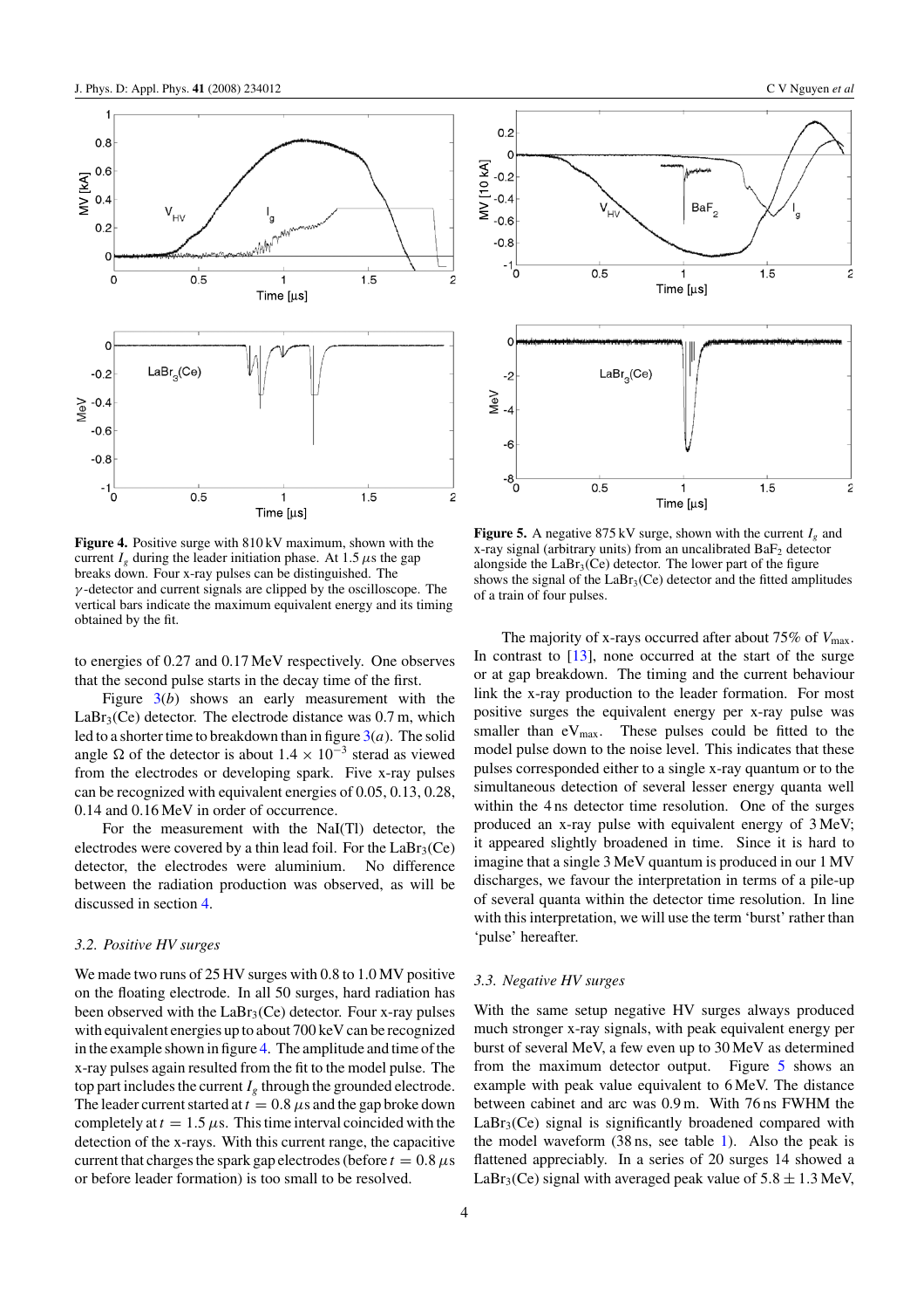**Figure 4.** Positive surge with 810 kV maximum, shown with the current $I_g$ during the leader initiation phase. At 1.5 $\mu$s the gap breaks down. Four x-ray pulses can be distinguished. The $\gamma$-detector and current signals are clipped by the oscilloscope. The vertical bars indicate the maximum equivalent energy and its timing obtained by the fit.

**Figure 5.** A negative 875 kV surge, shown with the current $I_g$ and x-ray signal (arbitrary units) from an uncalibrated $BaF_2$ detector alongside the $LaBr_3$(Ce) detector. The lower part of the figure shows the signal of the $LaBr_3$(Ce) detector and the fitted amplitudes of a train of four pulses.

to energies of 0.27 and 0.17 MeV respectively. One observes that the second pulse starts in the decay time of the first.

Figure 3(*b*) shows an early measurement with the $LaBr_3$(Ce) detector. The electrode distance was 0.7 m, which led to a shorter time to breakdown than in figure 3(*a*). The solid angle $\Omega$ of the detector is about $1.4 \times 10^{-3}$ sterad as viewed from the electrodes or developing spark. Five x-ray pulses can be recognized with equivalent energies of 0.05, 0.13, 0.28, 0.14 and 0.16 MeV in order of occurrence.

For the measurement with the NaI(Tl) detector, the electrodes were covered by a thin lead foil. For the $LaBr_3$(Ce) detector, the electrodes were aluminium. No difference between the radiation production was observed, as will be discussed in section 4.

### 3.2. Positive HV surges

We made two runs of 25 HV surges with 0.8 to 1.0 MV positive on the floating electrode. In all 50 surges, hard radiation has been observed with the $LaBr_3$(Ce) detector. Four x-ray pulses with equivalent energies up to about 700 keV can be recognized in the example shown in figure 4. The amplitude and time of the x-ray pulses again resulted from the fit to the model pulse. The top part includes the current $I_g$ through the grounded electrode. The leader current started at $t = 0.8\ \mu$s and the gap broke down completely at $t = 1.5\ \mu$s. This time interval coincided with the detection of the x-rays. With this current range, the capacitive current that charges the spark gap electrodes (before $t = 0.8\ \mu$s or before leader formation) is too small to be resolved.

The majority of x-rays occurred after about 75% of $V_{max}$. In contrast to [13], none occurred at the start of the surge or at gap breakdown. The timing and the current behaviour link the x-ray production to the leader formation. For most positive surges the equivalent energy per x-ray pulse was smaller than $eV_{max}$. These pulses could be fitted to the model pulse down to the noise level. This indicates that these pulses corresponded either to a single x-ray quantum or to the simultaneous detection of several lesser energy quanta well within the 4 ns detector time resolution. One of the surges produced an x-ray pulse with equivalent energy of 3 MeV; it appeared slightly broadened in time. Since it is hard to imagine that a single 3 MeV quantum is produced in our 1 MV discharges, we favour the interpretation in terms of a pile-up of several quanta within the detector time resolution. In line with this interpretation, we will use the term 'burst' rather than 'pulse' hereafter.

### 3.3. Negative HV surges

With the same setup negative HV surges always produced much stronger x-ray signals, with peak equivalent energy per burst of several MeV, a few even up to 30 MeV as determined from the maximum detector output. Figure 5 shows an example with peak value equivalent to 6 MeV. The distance between cabinet and arc was 0.9 m. With 76 ns FWHM the $LaBr_3$(Ce) signal is significantly broadened compared with the model waveform (38 ns, see table 1). Also the peak is flattened appreciably. In a series of 20 surges 14 showed a $LaBr_3$(Ce) signal with averaged peak value of $5.8 \pm 1.3$ MeV,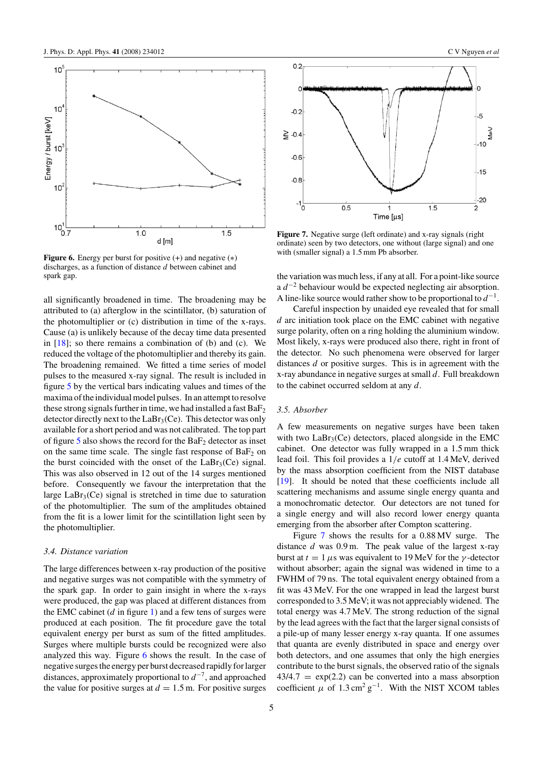**Figure 6.** Energy per burst for positive (+) and negative (∗) discharges, as a function of distance $d$ between cabinet and spark gap.

all significantly broadened in time. The broadening may be attributed to (a) afterglow in the scintillator, (b) saturation of the photomultiplier or (c) distribution in time of the x-rays. Cause (a) is unlikely because of the decay time data presented in [18]; so there remains a combination of (b) and (c). We reduced the voltage of the photomultiplier and thereby its gain. The broadening remained. We fitted a time series of model pulses to the measured x-ray signal. The result is included in figure 5 by the vertical bars indicating values and times of the maxima of the individual model pulses. In an attempt to resolve these strong signals further in time, we had installed a fast $BaF_2$ detector directly next to the $LaBr_3$(Ce). This detector was only available for a short period and was not calibrated. The top part of figure 5 also shows the record for the $BaF_2$ detector as inset on the same time scale. The single fast response of $BaF_2$ on the burst coincided with the onset of the $LaBr_3$(Ce) signal. This was also observed in 12 out of the 14 surges mentioned before. Consequently we favour the interpretation that the large $LaBr_3$(Ce) signal is stretched in time due to saturation of the photomultiplier. The sum of the amplitudes obtained from the fit is a lower limit for the scintillation light seen by the photomultiplier.

### *3.4. Distance variation*

The large differences between x-ray production of the positive and negative surges was not compatible with the symmetry of the spark gap. In order to gain insight in where the x-rays were produced, the gap was placed at different distances from the EMC cabinet ($d$ in figure 1) and a few tens of surges were produced at each position. The fit procedure gave the total equivalent energy per burst as sum of the fitted amplitudes. Surges where multiple bursts could be recognized were also analyzed this way. Figure 6 shows the result. In the case of negative surges the energy per burst decreased rapidly for larger distances, approximately proportional to $d^{-7}$, and approached the value for positive surges at $d = 1.5$ m. For positive surges the variation was much less, if any at all. For a point-like source a $d^{-2}$ behaviour would be expected neglecting air absorption. A line-like source would rather show to be proportional to $d^{-1}$.

Careful inspection by unaided eye revealed that for small $d$ arc initiation took place on the EMC cabinet with negative surge polarity, often on a ring holding the aluminium window. Most likely, x-rays were produced also there, right in front of the detector. No such phenomena were observed for larger distances $d$ or positive surges. This is in agreement with the x-ray abundance in negative surges at small $d$. Full breakdown to the cabinet occurred seldom at any $d$.

**Figure 7.** Negative surge (left ordinate) and x-ray signals (right ordinate) seen by two detectors, one without (large signal) and one with (smaller signal) a 1.5 mm Pb absorber.

### *3.5. Absorber*

A few measurements on negative surges have been taken with two $LaBr_3$(Ce) detectors, placed alongside in the EMC cabinet. One detector was fully wrapped in a 1.5 mm thick lead foil. This foil provides a $1/e$ cutoff at 1.4 MeV, derived by the mass absorption coefficient from the NIST database [19]. It should be noted that these coefficients include all scattering mechanisms and assume single energy quanta and a monochromatic detector. Our detectors are not tuned for a single energy and will also record lower energy quanta emerging from the absorber after Compton scattering.

Figure 7 shows the results for a 0.88 MV surge. The distance $d$ was 0.9 m. The peak value of the largest x-ray burst at $t = 1\,\mu$s was equivalent to 19 MeV for the $\gamma$-detector without absorber; again the signal was widened in time to a FWHM of 79 ns. The total equivalent energy obtained from a fit was 43 MeV. For the one wrapped in lead the largest burst corresponded to 3.5 MeV; it was not appreciably widened. The total energy was 4.7 MeV. The strong reduction of the signal by the lead agrees with the fact that the larger signal consists of a pile-up of many lesser energy x-ray quanta. If one assumes that quanta are evenly distributed in space and energy over both detectors, and one assumes that only the high energies contribute to the burst signals, the observed ratio of the signals $43/4.7 = \exp(2.2)$ can be converted into a mass absorption coefficient $\mu$ of 1.3 cm$^2$ g$^{-1}$. With the NIST XCOM tables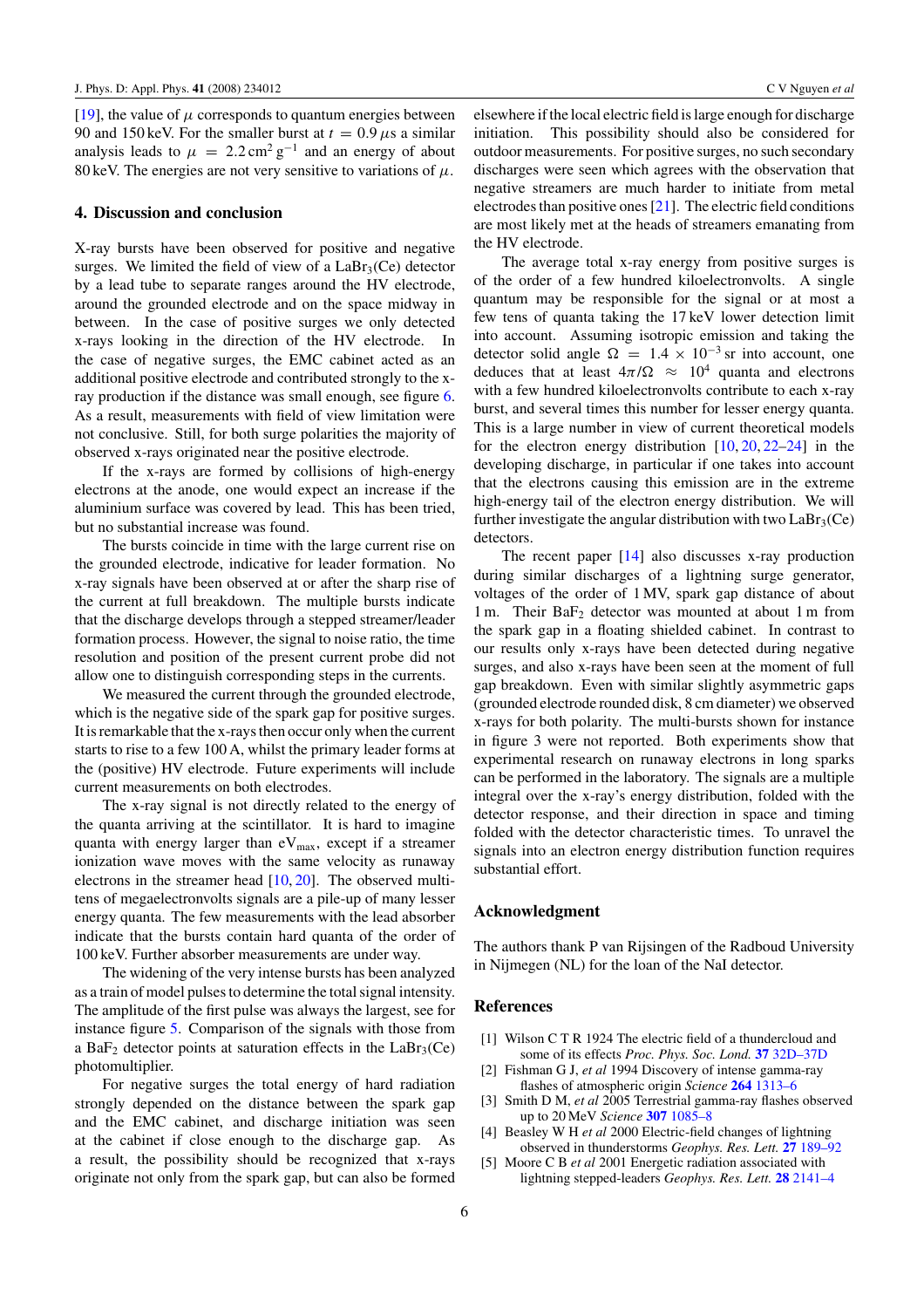[19], the value of $\mu$ corresponds to quantum energies between 90 and 150 keV. For the smaller burst at $t = 0.9\,\mu$s a similar analysis leads to $\mu = 2.2\,\mathrm{cm^2\,g^{-1}}$ and an energy of about 80 keV. The energies are not very sensitive to variations of $\mu$.

## 4. Discussion and conclusion

X-ray bursts have been observed for positive and negative surges. We limited the field of view of a $LaBr_3(Ce)$ detector by a lead tube to separate ranges around the HV electrode, around the grounded electrode and on the space midway in between. In the case of positive surges we only detected x-rays looking in the direction of the HV electrode. In the case of negative surges, the EMC cabinet acted as an additional positive electrode and contributed strongly to the x-ray production if the distance was small enough, see figure 6. As a result, measurements with field of view limitation were not conclusive. Still, for both surge polarities the majority of observed x-rays originated near the positive electrode.

If the x-rays are formed by collisions of high-energy electrons at the anode, one would expect an increase if the aluminium surface was covered by lead. This has been tried, but no substantial increase was found.

The bursts coincide in time with the large current rise on the grounded electrode, indicative for leader formation. No x-ray signals have been observed at or after the sharp rise of the current at full breakdown. The multiple bursts indicate that the discharge develops through a stepped streamer/leader formation process. However, the signal to noise ratio, the time resolution and position of the present current probe did not allow one to distinguish corresponding steps in the currents.

We measured the current through the grounded electrode, which is the negative side of the spark gap for positive surges. It is remarkable that the x-rays then occur only when the current starts to rise to a few 100 A, whilst the primary leader forms at the (positive) HV electrode. Future experiments will include current measurements on both electrodes.

The x-ray signal is not directly related to the energy of the quanta arriving at the scintillator. It is hard to imagine quanta with energy larger than $eV_{max}$, except if a streamer ionization wave moves with the same velocity as runaway electrons in the streamer head [10, 20]. The observed multi-tens of megaelectronvolts signals are a pile-up of many lesser energy quanta. The few measurements with the lead absorber indicate that the bursts contain hard quanta of the order of 100 keV. Further absorber measurements are under way.

The widening of the very intense bursts has been analyzed as a train of model pulses to determine the total signal intensity. The amplitude of the first pulse was always the largest, see for instance figure 5. Comparison of the signals with those from a $BaF_2$ detector points at saturation effects in the $LaBr_3(Ce)$ photomultiplier.

For negative surges the total energy of hard radiation strongly depended on the distance between the spark gap and the EMC cabinet, and discharge initiation was seen at the cabinet if close enough to the discharge gap. As a result, the possibility should be recognized that x-rays originate not only from the spark gap, but can also be formed elsewhere if the local electric field is large enough for discharge initiation. This possibility should also be considered for outdoor measurements. For positive surges, no such secondary discharges were seen which agrees with the observation that negative streamers are much harder to initiate from metal electrodes than positive ones [21]. The electric field conditions are most likely met at the heads of streamers emanating from the HV electrode.

The average total x-ray energy from positive surges is of the order of a few hundred kiloelectronvolts. A single quantum may be responsible for the signal or at most a few tens of quanta taking the 17 keV lower detection limit into account. Assuming isotropic emission and taking the detector solid angle $\Omega = 1.4 \times 10^{-3}$ sr into account, one deduces that at least $4\pi/\Omega \approx 10^4$ quanta and electrons with a few hundred kiloelectronvolts contribute to each x-ray burst, and several times this number for lesser energy quanta. This is a large number in view of current theoretical models for the electron energy distribution [10, 20, 22–24] in the developing discharge, in particular if one takes into account that the electrons causing this emission are in the extreme high-energy tail of the electron energy distribution. We will further investigate the angular distribution with two $LaBr_3(Ce)$ detectors.

The recent paper [14] also discusses x-ray production during similar discharges of a lightning surge generator, voltages of the order of 1 MV, spark gap distance of about 1 m. Their $BaF_2$ detector was mounted at about 1 m from the spark gap in a floating shielded cabinet. In contrast to our results only x-rays have been detected during negative surges, and also x-rays have been seen at the moment of full gap breakdown. Even with similar slightly asymmetric gaps (grounded electrode rounded disk, 8 cm diameter) we observed x-rays for both polarity. The multi-bursts shown for instance in figure 3 were not reported. Both experiments show that experimental research on runaway electrons in long sparks can be performed in the laboratory. The signals are a multiple integral over the x-ray's energy distribution, folded with the detector response, and their direction in space and timing folded with the detector characteristic times. To unravel the signals into an electron energy distribution function requires substantial effort.

## Acknowledgment

The authors thank P van Rijsingen of the Radboud University in Nijmegen (NL) for the loan of the NaI detector.

## References

[1] Wilson C T R 1924 The electric field of a thundercloud and some of its effects *Proc. Phys. Soc. Lond.* **37** 32D–37D

[2] Fishman G J, *et al* 1994 Discovery of intense gamma-ray flashes of atmospheric origin *Science* **264** 1313–6

[3] Smith D M, *et al* 2005 Terrestrial gamma-ray flashes observed up to 20 MeV *Science* **307** 1085–8

[4] Beasley W H *et al* 2000 Electric-field changes of lightning observed in thunderstorms *Geophys. Res. Lett.* **27** 189–92

[5] Moore C B *et al* 2001 Energetic radiation associated with lightning stepped-leaders *Geophys. Res. Lett.* **28** 2141–4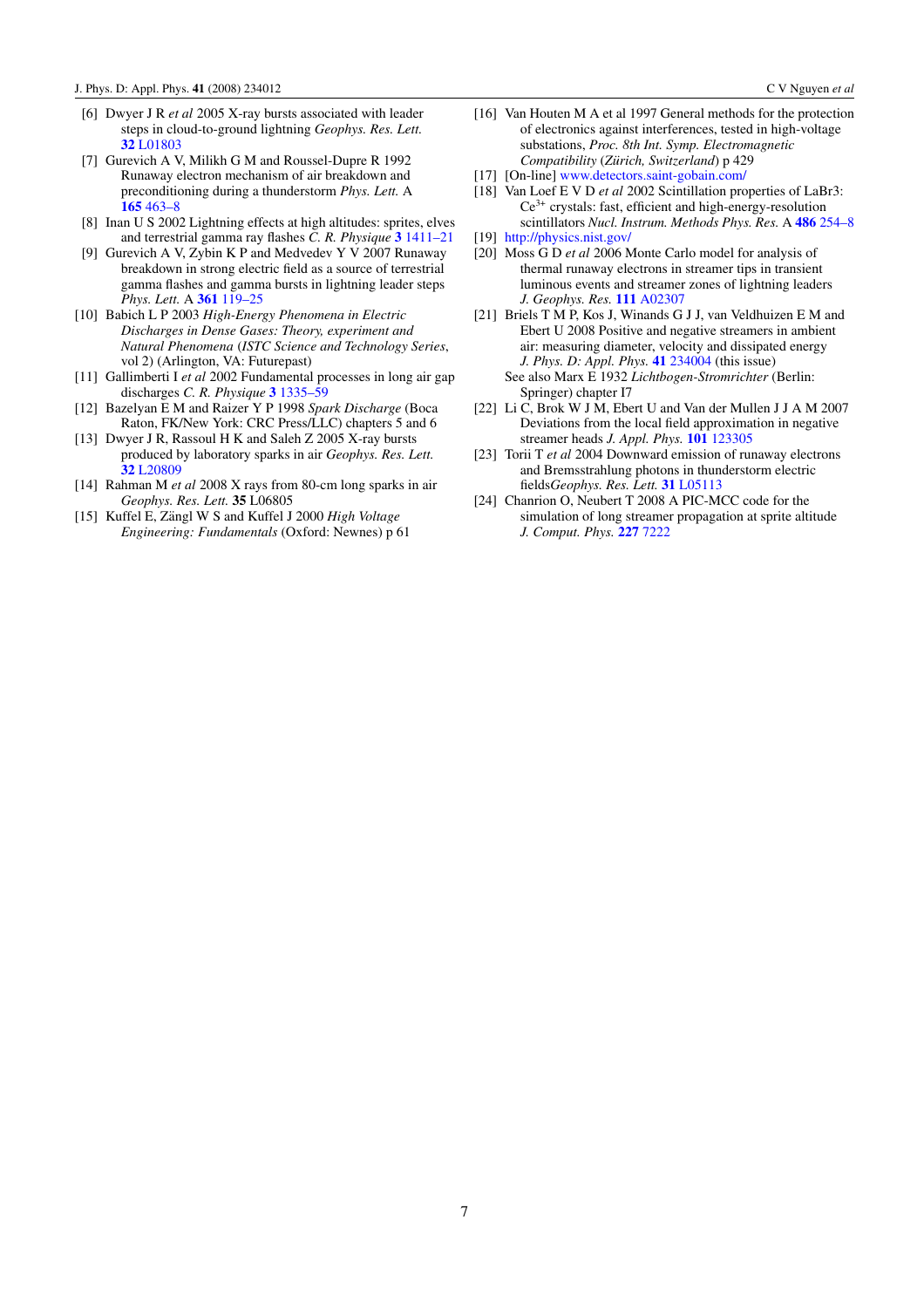[6] Dwyer J R *et al* 2005 X-ray bursts associated with leader steps in cloud-to-ground lightning *Geophys. Res. Lett.* **32** L01803

[7] Gurevich A V, Milikh G M and Roussel-Dupre R 1992 Runaway electron mechanism of air breakdown and preconditioning during a thunderstorm *Phys. Lett.* A **165** 463–8

[8] Inan U S 2002 Lightning effects at high altitudes: sprites, elves and terrestrial gamma ray flashes *C. R. Physique* **3** 1411–21

[9] Gurevich A V, Zybin K P and Medvedev Y V 2007 Runaway breakdown in strong electric field as a source of terrestrial gamma flashes and gamma bursts in lightning leader steps *Phys. Lett.* A **361** 119–25

[10] Babich L P 2003 *High-Energy Phenomena in Electric Discharges in Dense Gases: Theory, experiment and Natural Phenomena* (*ISTC Science and Technology Series*, vol 2) (Arlington, VA: Futurepast)

[11] Gallimberti I *et al* 2002 Fundamental processes in long air gap discharges *C. R. Physique* **3** 1335–59

[12] Bazelyan E M and Raizer Y P 1998 *Spark Discharge* (Boca Raton, FK/New York: CRC Press/LLC) chapters 5 and 6

[13] Dwyer J R, Rassoul H K and Saleh Z 2005 X-ray bursts produced by laboratory sparks in air *Geophys. Res. Lett.* **32** L20809

[14] Rahman M *et al* 2008 X rays from 80-cm long sparks in air *Geophys. Res. Lett.* **35** L06805

[15] Kuffel E, Zängl W S and Kuffel J 2000 *High Voltage Engineering: Fundamentals* (Oxford: Newnes) p 61

[16] Van Houten M A et al 1997 General methods for the protection of electronics against interferences, tested in high-voltage substations, *Proc. 8th Int. Symp. Electromagnetic Compatibility* (*Zürich, Switzerland*) p 429

[17] [On-line] www.detectors.saint-gobain.com/

[18] Van Loef E V D *et al* 2002 Scintillation properties of LaBr3: $Ce^{3+}$ crystals: fast, efficient and high-energy-resolution scintillators *Nucl. Instrum. Methods Phys. Res.* A **486** 254–8

[19] http://physics.nist.gov/

[20] Moss G D *et al* 2006 Monte Carlo model for analysis of thermal runaway electrons in streamer tips in transient luminous events and streamer zones of lightning leaders *J. Geophys. Res.* **111** A02307

[21] Briels T M P, Kos J, Winands G J J, van Veldhuizen E M and Ebert U 2008 Positive and negative streamers in ambient air: measuring diameter, velocity and dissipated energy *J. Phys. D: Appl. Phys.* **41** 234004 (this issue)
See also Marx E 1932 *Lichtbogen-Stromrichter* (Berlin: Springer) chapter I7

[22] Li C, Brok W J M, Ebert U and Van der Mullen J J A M 2007 Deviations from the local field approximation in negative streamer heads *J. Appl. Phys.* **101** 123305

[23] Torii T *et al* 2004 Downward emission of runaway electrons and Bremsstrahlung photons in thunderstorm electric fields*Geophys. Res. Lett.* **31** L05113

[24] Chanrion O, Neubert T 2008 A PIC-MCC code for the simulation of long streamer propagation at sprite altitude *J. Comput. Phys.* **227** 7222